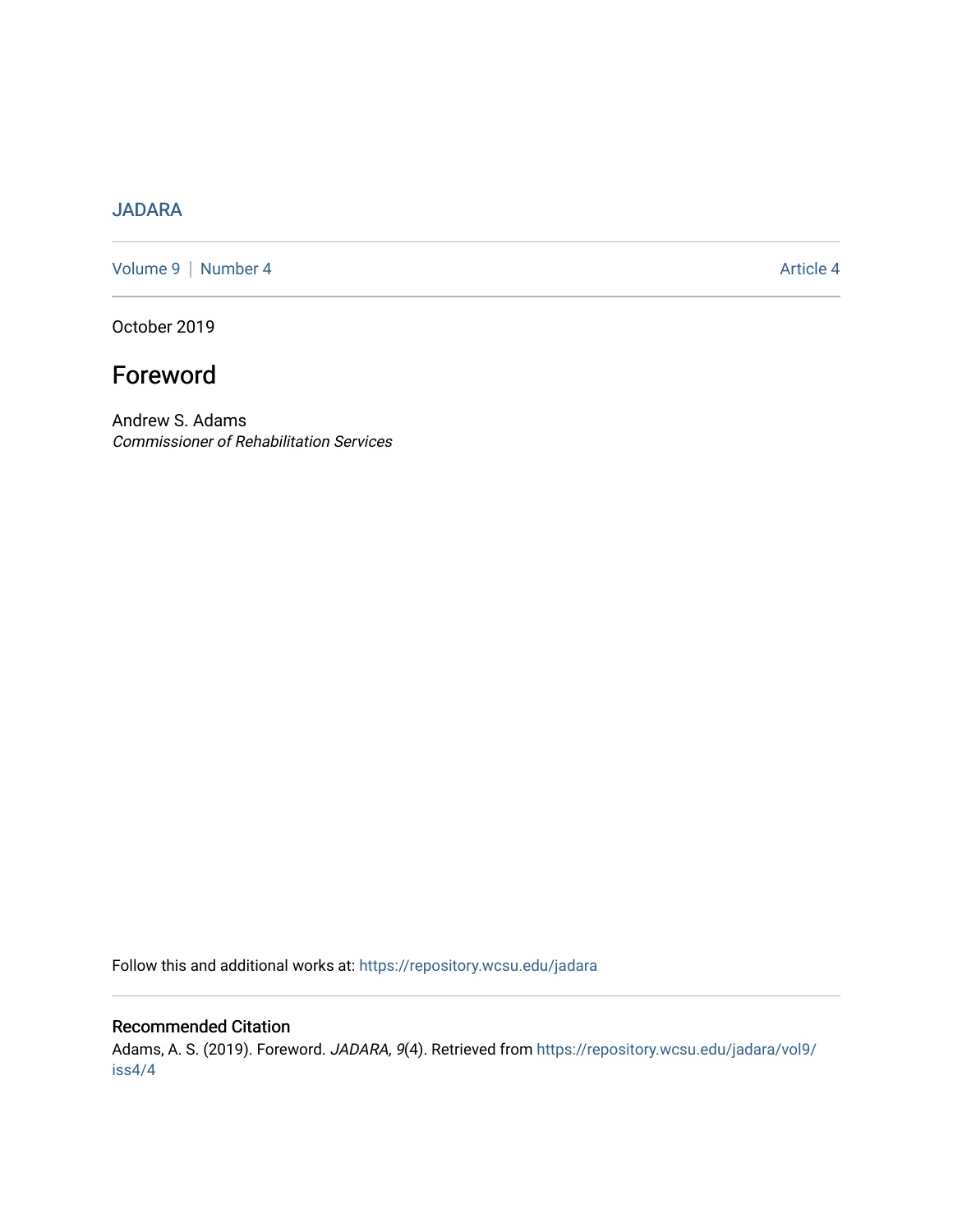JADARA

Volume 9 | Number 4 Article 4

October 2019

# Foreword

Andrew S. Adams
*Commissioner of Rehabilitation Services*

Follow this and additional works at: https://repository.wcsu.edu/jadara

## Recommended Citation

Adams, A. S. (2019). Foreword. *JADARA, 9*(4). Retrieved from https://repository.wcsu.edu/jadara/vol9/iss4/4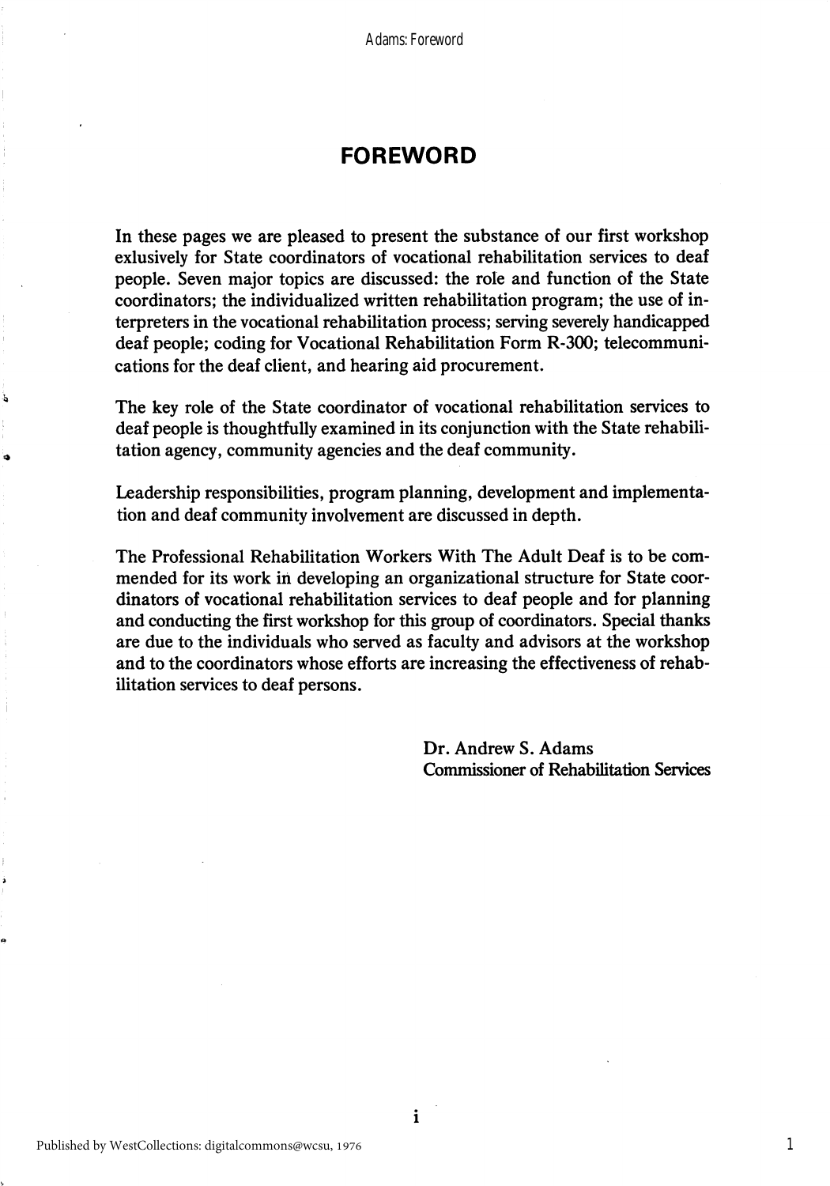# FOREWORD

In these pages we are pleased to present the substance of our first workshop exlusively for State coordinators of vocational rehabilitation services to deaf people. Seven major topics are discussed: the role and function of the State coordinators; the individualized written rehabilitation program; the use of interpreters in the vocational rehabilitation process; serving severely handicapped deaf people; coding for Vocational Rehabilitation Form R-300; telecommunications for the deaf client, and hearing aid procurement.

The key role of the State coordinator of vocational rehabilitation services to deaf people is thoughtfully examined in its conjunction with the State rehabilitation agency, community agencies and the deaf community.

Leadership responsibilities, program planning, development and implementation and deaf community involvement are discussed in depth.

The Professional Rehabilitation Workers With The Adult Deaf is to be commended for its work in developing an organizational structure for State coordinators of vocational rehabilitation services to deaf people and for planning and conducting the first workshop for this group of coordinators. Special thanks are due to the individuals who served as faculty and advisors at the workshop and to the coordinators whose efforts are increasing the effectiveness of rehabilitation services to deaf persons.

Dr. Andrew S. Adams
Commissioner of Rehabilitation Services